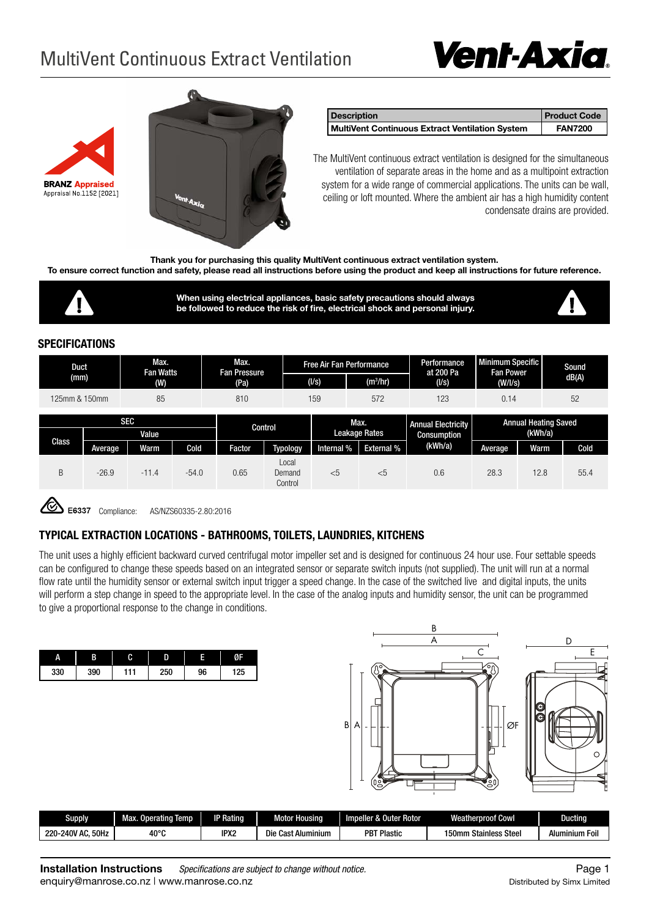# MultiVent Continuous Extract Ventilation

**BRANZ Appraised**
Appraisal No.1152 [2021]

| Description | Product Code |
|---|---|
| MultiVent Continuous Extract Ventilation System | FAN7200 |

The MultiVent continuous extract ventilation is designed for the simultaneous ventilation of separate areas in the home and as a multipoint extraction system for a wide range of commercial applications. The units can be wall, ceiling or loft mounted. Where the ambient air has a high humidity content condensate drains are provided.

**Thank you for purchasing this quality MultiVent continuous extract ventilation system.**
**To ensure correct function and safety, please read all instructions before using the product and keep all instructions for future reference.**

**When using electrical appliances, basic safety precautions should always be followed to reduce the risk of fire, electrical shock and personal injury.**

## SPECIFICATIONS

| Duct (mm) | Max. Fan Watts (W) | Max. Fan Pressure (Pa) | Free Air Fan Performance | | Performance at 200 Pa | Minimum Specific Fan Power | Sound dB(A) |
|---|---|---|---|---|---|---|---|
| | | | (l/s) | ($m^3$/hr) | (l/s) | (W/l/s) | |
| 125mm & 150mm | 85 | 810 | 159 | 572 | 123 | 0.14 | 52 |

| Class | SEC | | | Control | | Max. Leakage Rates | | Annual Electricity Consumption (kWh/a) | Annual Heating Saved (kWh/a) | | |
|---|---|---|---|---|---|---|---|---|---|---|---|
| | Value | | | | | | | | | | |
| | Average | Warm | Cold | Factor | Typology | Internal % | External % | | Average | Warm | Cold |
| B | -26.9 | -11.4 | -54.0 | 0.65 | Local Demand Control | <5 | <5 | 0.6 | 28.3 | 12.8 | 55.4 |

E6337 Compliance: AS/NZS60335-2.80:2016

## TYPICAL EXTRACTION LOCATIONS - BATHROOMS, TOILETS, LAUNDRIES, KITCHENS

The unit uses a highly efficient backward curved centrifugal motor impeller set and is designed for continuous 24 hour use. Four settable speeds can be configured to change these speeds based on an integrated sensor or separate switch inputs (not supplied). The unit will run at a normal flow rate until the humidity sensor or external switch input trigger a speed change. In the case of the switched live and digital inputs, the units will perform a step change in speed to the appropriate level. In the case of the analog inputs and humidity sensor, the unit can be programmed to give a proportional response to the change in conditions.

| A | B | C | D | E | ØF |
|---|---|---|---|---|---|
| 330 | 390 | 111 | 250 | 96 | 125 |

| Supply | Max. Operating Temp | IP Rating | Motor Housing | Impeller & Outer Rotor | Weatherproof Cowl | Ducting |
|---|---|---|---|---|---|---|
| 220-240V AC, 50Hz | 40°C | IPX2 | Die Cast Aluminium | PBT Plastic | 150mm Stainless Steel | Aluminium Foil |

**Installation Instructions** *Specifications are subject to change without notice.*
enquiry@manrose.co.nz | www.manrose.co.nz
Distributed by Simx Limited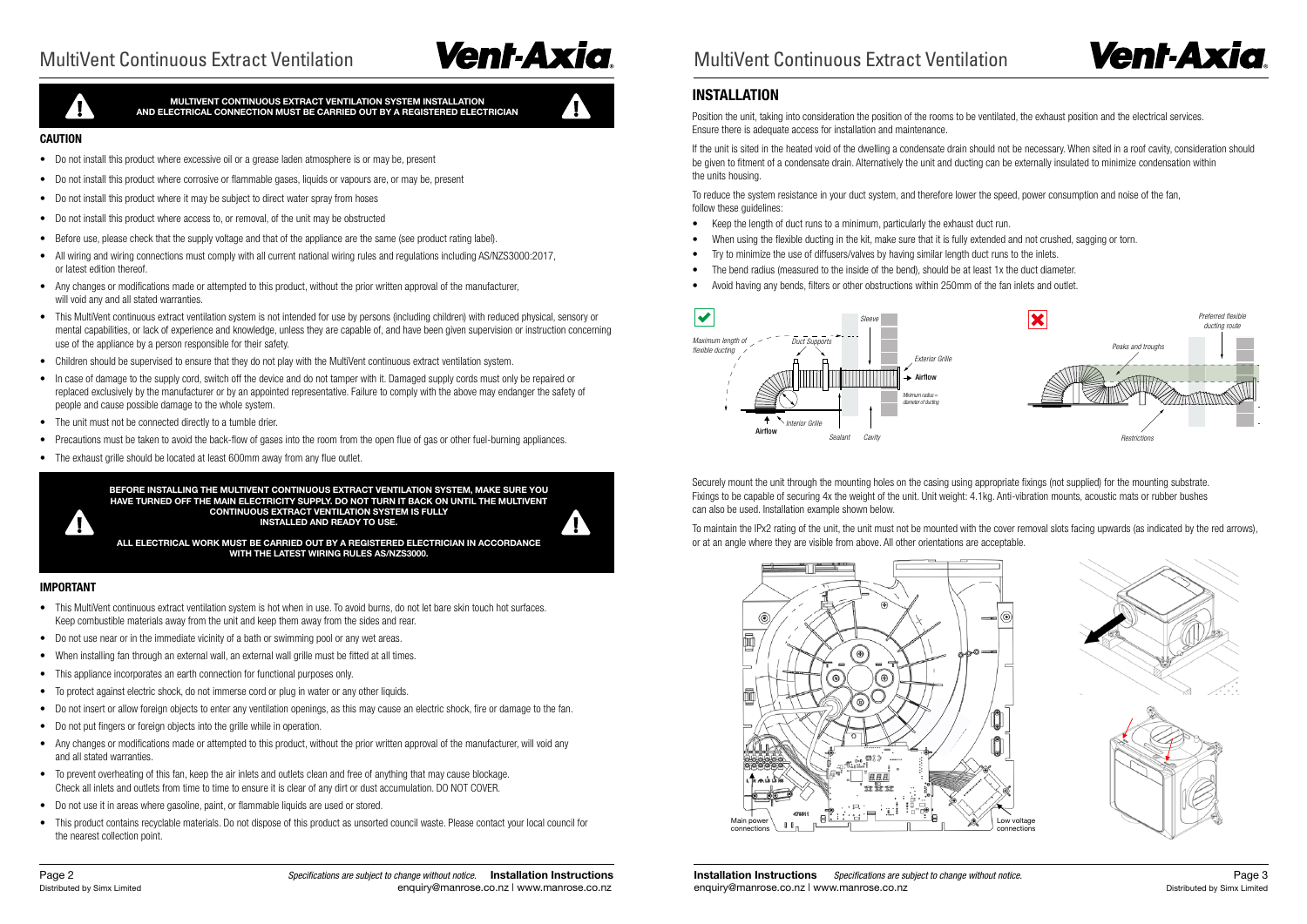**MULTIVENT CONTINUOUS EXTRACT VENTILATION SYSTEM INSTALLATION AND ELECTRICAL CONNECTION MUST BE CARRIED OUT BY A REGISTERED ELECTRICIAN**

### CAUTION

- Do not install this product where excessive oil or a grease laden atmosphere is or may be, present
- Do not install this product where corrosive or flammable gases, liquids or vapours are, or may be, present
- Do not install this product where it may be subject to direct water spray from hoses
- Do not install this product where access to, or removal, of the unit may be obstructed
- Before use, please check that the supply voltage and that of the appliance are the same (see product rating label).
- All wiring and wiring connections must comply with all current national wiring rules and regulations including AS/NZS3000:2017, or latest edition thereof.
- Any changes or modifications made or attempted to this product, without the prior written approval of the manufacturer, will void any and all stated warranties.
- This MultiVent continuous extract ventilation system is not intended for use by persons (including children) with reduced physical, sensory or mental capabilities, or lack of experience and knowledge, unless they are capable of, and have been given supervision or instruction concerning use of the appliance by a person responsible for their safety.
- Children should be supervised to ensure that they do not play with the MultiVent continuous extract ventilation system.
- In case of damage to the supply cord, switch off the device and do not tamper with it. Damaged supply cords must only be repaired or replaced exclusively by the manufacturer or by an appointed representative. Failure to comply with the above may endanger the safety of people and cause possible damage to the whole system.
- The unit must not be connected directly to a tumble drier.
- Precautions must be taken to avoid the back-flow of gases into the room from the open flue of gas or other fuel-burning appliances.
- The exhaust grille should be located at least 600mm away from any flue outlet.

**BEFORE INSTALLING THE MULTIVENT CONTINUOUS EXTRACT VENTILATION SYSTEM, MAKE SURE YOU HAVE TURNED OFF THE MAIN ELECTRICITY SUPPLY. DO NOT TURN IT BACK ON UNTIL THE MULTIVENT CONTINUOUS EXTRACT VENTILATION SYSTEM IS FULLY INSTALLED AND READY TO USE.**

**ALL ELECTRICAL WORK MUST BE CARRIED OUT BY A REGISTERED ELECTRICIAN IN ACCORDANCE WITH THE LATEST WIRING RULES AS/NZS3000.**

### IMPORTANT

- This MultiVent continuous extract ventilation system is hot when in use. To avoid burns, do not let bare skin touch hot surfaces. Keep combustible materials away from the unit and keep them away from the sides and rear.
- Do not use near or in the immediate vicinity of a bath or swimming pool or any wet areas.
- When installing fan through an external wall, an external wall grille must be fitted at all times.
- This appliance incorporates an earth connection for functional purposes only.
- To protect against electric shock, do not immerse cord or plug in water or any other liquids.
- Do not insert or allow foreign objects to enter any ventilation openings, as this may cause an electric shock, fire or damage to the fan.
- Do not put fingers or foreign objects into the grille while in operation.
- Any changes or modifications made or attempted to this product, without the prior written approval of the manufacturer, will void any and all stated warranties.
- To prevent overheating of this fan, keep the air inlets and outlets clean and free of anything that may cause blockage. Check all inlets and outlets from time to time to ensure it is clear of any dirt or dust accumulation. DO NOT COVER.
- Do not use it in areas where gasoline, paint, or flammable liquids are used or stored.
- This product contains recyclable materials. Do not dispose of this product as unsorted council waste. Please contact your local council for the nearest collection point.

## INSTALLATION

Position the unit, taking into consideration the position of the rooms to be ventilated, the exhaust position and the electrical services. Ensure there is adequate access for installation and maintenance.

If the unit is sited in the heated void of the dwelling a condensate drain should not be necessary. When sited in a roof cavity, consideration should be given to fitment of a condensate drain. Alternatively the unit and ducting can be externally insulated to minimize condensation within the units housing.

To reduce the system resistance in your duct system, and therefore lower the speed, power consumption and noise of the fan, follow these guidelines:

- Keep the length of duct runs to a minimum, particularly the exhaust duct run.
- When using the flexible ducting in the kit, make sure that it is fully extended and not crushed, sagging or torn.
- Try to minimize the use of diffusers/valves by having similar length duct runs to the inlets.
- The bend radius (measured to the inside of the bend), should be at least 1x the duct diameter.
- Avoid having any bends, filters or other obstructions within 250mm of the fan inlets and outlet.

Securely mount the unit through the mounting holes on the casing using appropriate fixings (not supplied) for the mounting substrate. Fixings to be capable of securing 4x the weight of the unit. Unit weight: 4.1kg. Anti-vibration mounts, acoustic mats or rubber bushes can also be used. Installation example shown below.

To maintain the IPx2 rating of the unit, the unit must not be mounted with the cover removal slots facing upwards (as indicated by the red arrows), or at an angle where they are visible from above. All other orientations are acceptable.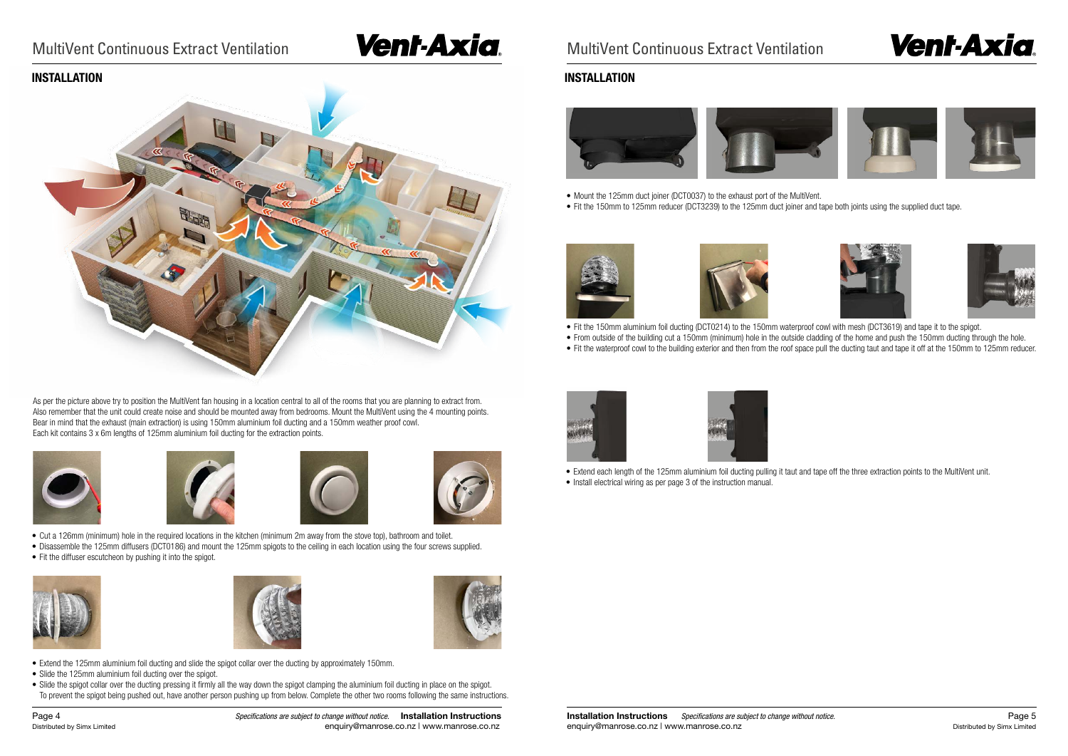# MultiVent Continuous Extract Ventilation

## INSTALLATION

As per the picture above try to position the MultiVent fan housing in a location central to all of the rooms that you are planning to extract from. Also remember that the unit could create noise and should be mounted away from bedrooms. Mount the MultiVent using the 4 mounting points. Bear in mind that the exhaust (main extraction) is using 150mm aluminium foil ducting and a 150mm weather proof cowl. Each kit contains 3 x 6m lengths of 125mm aluminium foil ducting for the extraction points.

- Cut a 126mm (minimum) hole in the required locations in the kitchen (minimum 2m away from the stove top), bathroom and toilet.
- Disassemble the 125mm diffusers (DCT0186) and mount the 125mm spigots to the ceiling in each location using the four screws supplied.
- Fit the diffuser escutcheon by pushing it into the spigot.

- Extend the 125mm aluminium foil ducting and slide the spigot collar over the ducting by approximately 150mm.
- Slide the 125mm aluminium foil ducting over the spigot.
- Slide the spigot collar over the ducting pressing it firmly all the way down the spigot clamping the aluminium foil ducting in place on the spigot. To prevent the spigot being pushed out, have another person pushing up from below. Complete the other two rooms following the same instructions.

# MultiVent Continuous Extract Ventilation

## INSTALLATION

- Mount the 125mm duct joiner (DCT0037) to the exhaust port of the MultiVent.
- Fit the 150mm to 125mm reducer (DCT3239) to the 125mm duct joiner and tape both joints using the supplied duct tape.

- Fit the 150mm aluminium foil ducting (DCT0214) to the 150mm waterproof cowl with mesh (DCT3619) and tape it to the spigot.
- From outside of the building cut a 150mm (minimum) hole in the outside cladding of the home and push the 150mm ducting through the hole.
- Fit the waterproof cowl to the building exterior and then from the roof space pull the ducting taut and tape it off at the 150mm to 125mm reducer.

- Extend each length of the 125mm aluminium foil ducting pulling it taut and tape off the three extraction points to the MultiVent unit.
- Install electrical wiring as per page 3 of the instruction manual.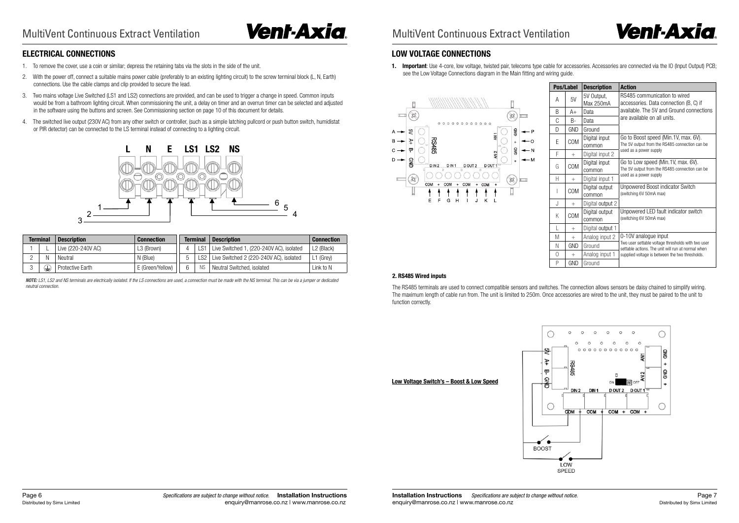## ELECTRICAL CONNECTIONS

1. To remove the cover, use a coin or similar; depress the retaining tabs via the slots in the side of the unit.
2. With the power off, connect a suitable mains power cable (preferably to an existing lighting circuit) to the screw terminal block (L, N, Earth) connections. Use the cable clamps and clip provided to secure the lead.
3. Two mains voltage Live Switched (LS1 and LS2) connections are provided, and can be used to trigger a change in speed. Common inputs would be from a bathroom lighting circuit. When commissioning the unit, a delay on timer and an overrun timer can be selected and adjusted in the software using the buttons and screen. See Commissioning section on page 10 of this document for details.
4. The switched live output (230V AC) from any other switch or controller, (such as a simple latching pullcord or push button switch, humidistat or PIR detector) can be connected to the LS terminal instead of connecting to a lighting circuit.

| Terminal | | Description | Connection |
|---|---|---|---|
| 1 | L | Live (220-240V AC) | L3 (Brown) |
| 2 | N | Neutral | N (Blue) |
| 3 | ⏚ | Protective Earth | E (Green/Yellow) |
| 4 | LS1 | Live Switched 1, (220-240V AC), isolated | L2 (Black) |
| 5 | LS2 | Live Switched 2 (220-240V AC), isolated | L1 (Grey) |
| 6 | NS | Neutral Switched, isolated | Link to N |

***NOTE:*** *LS1, LS2 and NS terminals are electrically isolated. If the LS connections are used, a connection must be made with the NS terminal. This can be via a jumper or dedicated neutral connection.*

## LOW VOLTAGE CONNECTIONS

1. **Important**: Use 4-core, low voltage, twisted pair, telecoms type cable for accessories. Accessories are connected via the IO (Input Output) PCB; see the Low Voltage Connections diagram in the Main fitting and wiring guide.

| Pos/Label | | Description | Action |
|---|---|---|---|
| A | 5V | 5V Output, Max 250mA | RS485 communication to wired accessories. Data connection (B, C) if available. The 5V and Ground connections are available on all units. |
| B | A+ | Data | |
| C | B- | Data | |
| D | GND | Ground | |
| E | COM | Digital input common | Go to Boost speed (Min.1V, max. 6V). The 5V output from the RS485 connection can be used as a power supply |
| F | + | Digital input 2 | |
| G | COM | Digital input common | Go to Low speed (Min.1V, max. 6V). The 5V output from the RS485 connection can be used as a power supply |
| H | + | Digital input 1 | |
| I | COM | Digital output common | Unpowered Boost indicator Switch (switching 6V 50mA max) |
| J | + | Digital output 2 | |
| K | COM | Digital output common | Unpowered LED fault indicator switch (switching 6V 50mA max) |
| L | + | Digital output 1 | |
| M | + | Analog input 2 | 0-10V analogue input. Two user settable voltage thresholds with two user settable actions. The unit will run at normal when supplied voltage is between the two thresholds. |
| N | GND | Ground | |
| O | + | Analog input 1 | |
| P | GND | Ground | |

#### 2. RS485 Wired inputs

The RS485 terminals are used to connect compatible sensors and switches. The connection allows sensors be daisy chained to simplify wiring. The maximum length of cable run from. The unit is limited to 250m. Once accessories are wired to the unit, they must be paired to the unit to function correctly.

**Low Voltage Switch's – Boost & Low Speed**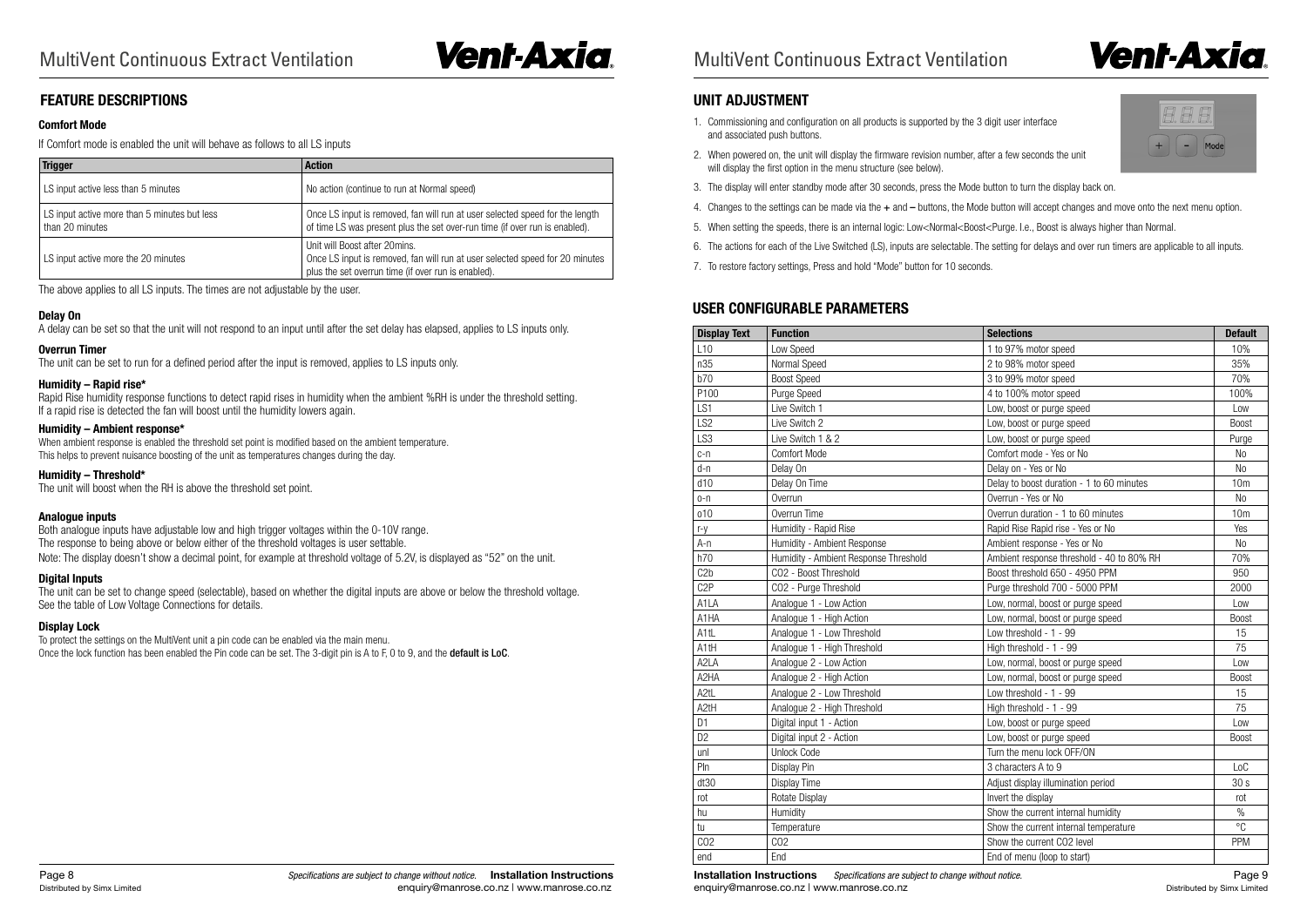## FEATURE DESCRIPTIONS

### Comfort Mode

If Comfort mode is enabled the unit will behave as follows to all LS inputs

| Trigger | Action |
|---|---|
| LS input active less than 5 minutes | No action (continue to run at Normal speed) |
| LS input active more than 5 minutes but less than 20 minutes | Once LS input is removed, fan will run at user selected speed for the length of time LS was present plus the set over-run time (if over run is enabled). |
| LS input active more the 20 minutes | Unit will Boost after 20mins. Once LS input is removed, fan will run at user selected speed for 20 minutes plus the set overrun time (if over run is enabled). |

The above applies to all LS inputs. The times are not adjustable by the user.

### Delay On

A delay can be set so that the unit will not respond to an input until after the set delay has elapsed, applies to LS inputs only.

### Overrun Timer

The unit can be set to run for a defined period after the input is removed, applies to LS inputs only.

### Humidity – Rapid rise*

Rapid Rise humidity response functions to detect rapid rises in humidity when the ambient %RH is under the threshold setting. If a rapid rise is detected the fan will boost until the humidity lowers again.

### Humidity – Ambient response*

When ambient response is enabled the threshold set point is modified based on the ambient temperature. This helps to prevent nuisance boosting of the unit as temperatures changes during the day.

### Humidity – Threshold*

The unit will boost when the RH is above the threshold set point.

### Analogue inputs

Both analogue inputs have adjustable low and high trigger voltages within the 0-10V range.
The response to being above or below either of the threshold voltages is user settable.
Note: The display doesn't show a decimal point, for example at threshold voltage of 5.2V, is displayed as "52" on the unit.

### Digital Inputs

The unit can be set to change speed (selectable), based on whether the digital inputs are above or below the threshold voltage. See the table of Low Voltage Connections for details.

### Display Lock

To protect the settings on the MultiVent unit a pin code can be enabled via the main menu.
Once the lock function has been enabled the Pin code can be set. The 3-digit pin is A to F, 0 to 9, and the **default is LoC**.

## UNIT ADJUSTMENT

1. Commissioning and configuration on all products is supported by the 3 digit user interface and associated push buttons.
2. When powered on, the unit will display the firmware revision number, after a few seconds the unit will display the first option in the menu structure (see below).
3. The display will enter standby mode after 30 seconds, press the Mode button to turn the display back on.
4. Changes to the settings can be made via the + and – buttons, the Mode button will accept changes and move onto the next menu option.
5. When setting the speeds, there is an internal logic: Low<Normal<Boost<Purge. I.e., Boost is always higher than Normal.
6. The actions for each of the Live Switched (LS), inputs are selectable. The setting for delays and over run timers are applicable to all inputs.
7. To restore factory settings, Press and hold "Mode" button for 10 seconds.

## USER CONFIGURABLE PARAMETERS

| Display Text | Function | Selections | Default |
|---|---|---|---|
| L10 | Low Speed | 1 to 97% motor speed | 10% |
| n35 | Normal Speed | 2 to 98% motor speed | 35% |
| b70 | Boost Speed | 3 to 99% motor speed | 70% |
| P100 | Purge Speed | 4 to 100% motor speed | 100% |
| LS1 | Live Switch 1 | Low, boost or purge speed | Low |
| LS2 | Live Switch 2 | Low, boost or purge speed | Boost |
| LS3 | Live Switch 1 & 2 | Low, boost or purge speed | Purge |
| c-n | Comfort Mode | Comfort mode - Yes or No | No |
| d-n | Delay On | Delay on - Yes or No | No |
| d10 | Delay On Time | Delay to boost duration - 1 to 60 minutes | 10m |
| o-n | Overrun | Overrun - Yes or No | No |
| o10 | Overrun Time | Overrun duration - 1 to 60 minutes | 10m |
| r-y | Humidity - Rapid Rise | Rapid Rise Rapid rise - Yes or No | Yes |
| A-n | Humidity - Ambient Response | Ambient response - Yes or No | No |
| h70 | Humidity - Ambient Response Threshold | Ambient response threshold - 40 to 80% RH | 70% |
| C2b | CO2 - Boost Threshold | Boost threshold 650 - 4950 PPM | 950 |
| C2P | CO2 - Purge Threshold | Purge threshold 700 - 5000 PPM | 2000 |
| A1LA | Analogue 1 - Low Action | Low, normal, boost or purge speed | Low |
| A1HA | Analogue 1 - High Action | Low, normal, boost or purge speed | Boost |
| A1tL | Analogue 1 - Low Threshold | Low threshold - 1 - 99 | 15 |
| A1tH | Analogue 1 - High Threshold | High threshold - 1 - 99 | 75 |
| A2LA | Analogue 2 - Low Action | Low, normal, boost or purge speed | Low |
| A2HA | Analogue 2 - High Action | Low, normal, boost or purge speed | Boost |
| A2tL | Analogue 2 - Low Threshold | Low threshold - 1 - 99 | 15 |
| A2tH | Analogue 2 - High Threshold | High threshold - 1 - 99 | 75 |
| D1 | Digital input 1 - Action | Low, boost or purge speed | Low |
| D2 | Digital input 2 - Action | Low, boost or purge speed | Boost |
| unl | Unlock Code | Turn the menu lock OFF/ON | |
| Pln | Display Pin | 3 characters A to 9 | LoC |
| dt30 | Display Time | Adjust display illumination period | 30 s |
| rot | Rotate Display | Invert the display | rot |
| hu | Humidity | Show the current internal humidity | % |
| tu | Temperature | Show the current internal temperature | °C |
| CO2 | CO2 | Show the current CO2 level | PPM |
| end | End | End of menu (loop to start) | |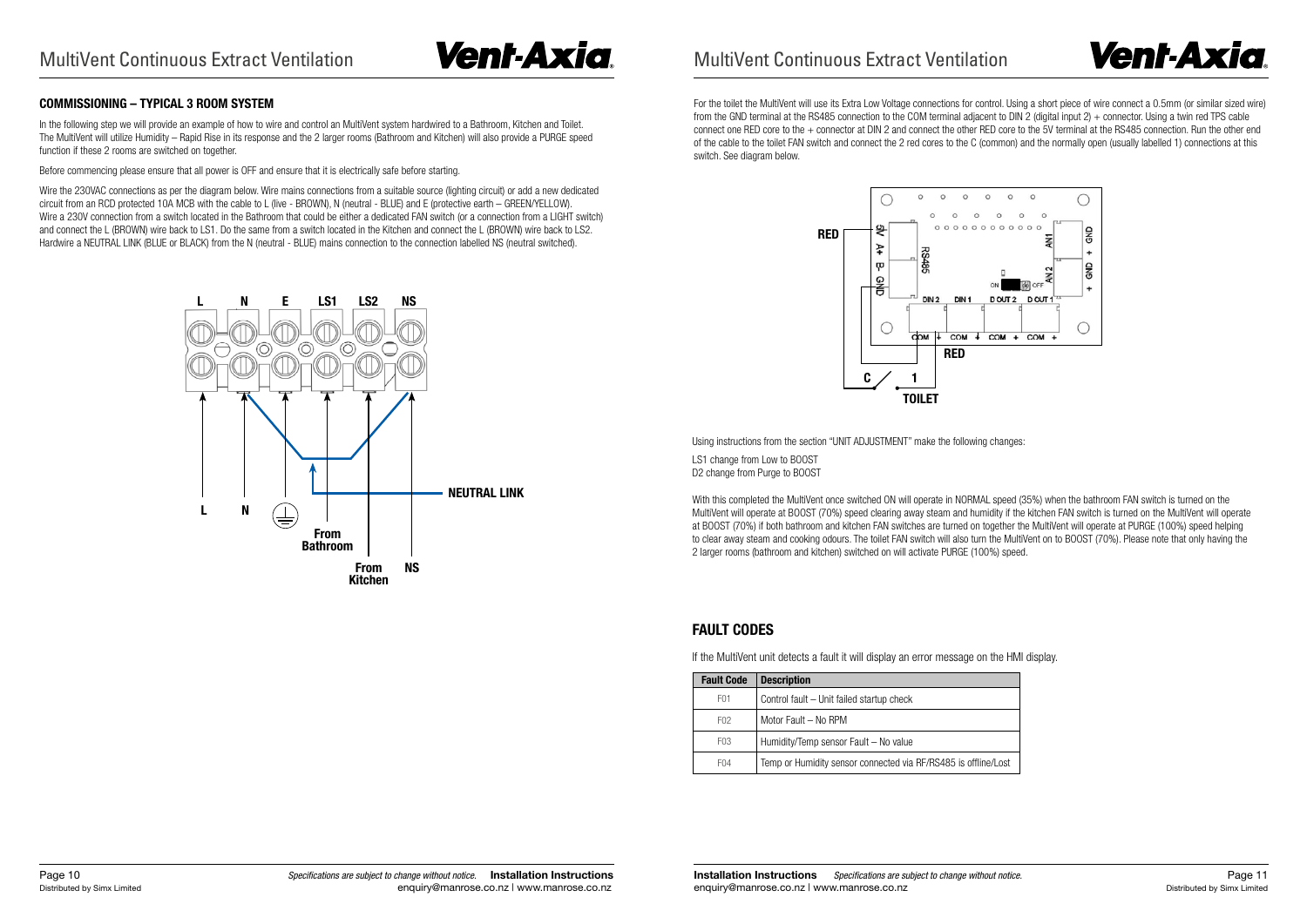## COMMISSIONING – TYPICAL 3 ROOM SYSTEM

In the following step we will provide an example of how to wire and control an MultiVent system hardwired to a Bathroom, Kitchen and Toilet. The MultiVent will utilize Humidity – Rapid Rise in its response and the 2 larger rooms (Bathroom and Kitchen) will also provide a PURGE speed function if these 2 rooms are switched on together.

Before commencing please ensure that all power is OFF and ensure that it is electrically safe before starting.

Wire the 230VAC connections as per the diagram below. Wire mains connections from a suitable source (lighting circuit) or add a new dedicated circuit from an RCD protected 10A MCB with the cable to L (live - BROWN), N (neutral - BLUE) and E (protective earth – GREEN/YELLOW). Wire a 230V connection from a switch located in the Bathroom that could be either a dedicated FAN switch (or a connection from a LIGHT switch) and connect the L (BROWN) wire back to LS1. Do the same from a switch located in the Kitchen and connect the L (BROWN) wire back to LS2. Hardwire a NEUTRAL LINK (BLUE or BLACK) from the N (neutral - BLUE) mains connection to the connection labelled NS (neutral switched).

L N E LS1 LS2 NS

NEUTRAL LINK

L N From Bathroom From Kitchen NS

For the toilet the MultiVent will use its Extra Low Voltage connections for control. Using a short piece of wire connect a 0.5mm (or similar sized wire) from the GND terminal at the RS485 connection to the COM terminal adjacent to DIN 2 (digital input 2) + connector. Using a twin red TPS cable connect one RED core to the + connector at DIN 2 and connect the other RED core to the 5V terminal at the RS485 connection. Run the other end of the cable to the toilet FAN switch and connect the 2 red cores to the C (common) and the normally open (usually labelled 1) connections at this switch. See diagram below.

RED 5V A+ B- GND RS485 AN1 GND + AN2 GND + ON OFF DIN 2 DIN 1 D OUT 2 D OUT 1 COM + COM + COM + COM + RED C 1 TOILET

Using instructions from the section "UNIT ADJUSTMENT" make the following changes:

LS1 change from Low to BOOST
D2 change from Purge to BOOST

With this completed the MultiVent once switched ON will operate in NORMAL speed (35%) when the bathroom FAN switch is turned on the MultiVent will operate at BOOST (70%) speed clearing away steam and humidity if the kitchen FAN switch is turned on the MultiVent will operate at BOOST (70%) if both bathroom and kitchen FAN switches are turned on together the MultiVent will operate at PURGE (100%) speed helping to clear away steam and cooking odours. The toilet FAN switch will also turn the MultiVent on to BOOST (70%). Please note that only having the 2 larger rooms (bathroom and kitchen) switched on will activate PURGE (100%) speed.

## FAULT CODES

If the MultiVent unit detects a fault it will display an error message on the HMI display.

| Fault Code | Description |
|---|---|
| F01 | Control fault – Unit failed startup check |
| F02 | Motor Fault – No RPM |
| F03 | Humidity/Temp sensor Fault – No value |
| F04 | Temp or Humidity sensor connected via RF/RS485 is offline/Lost |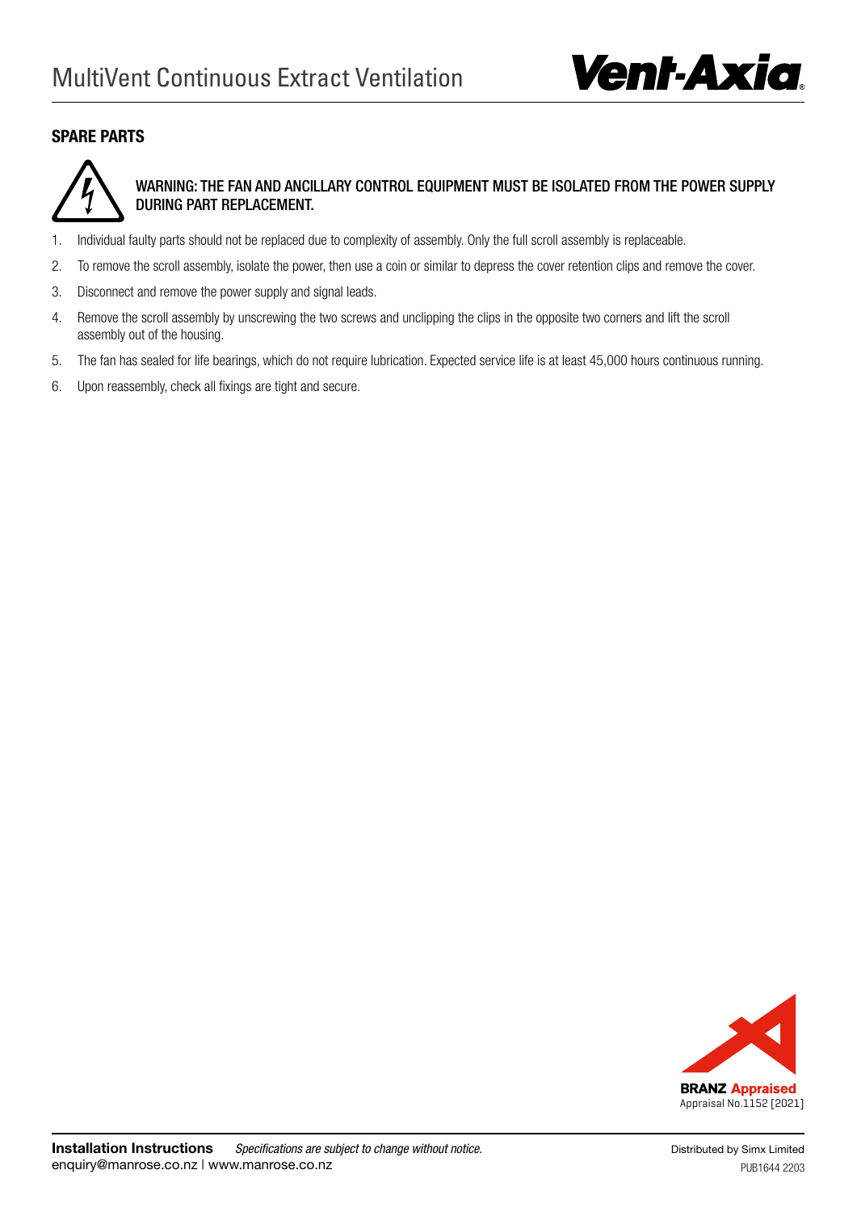## SPARE PARTS

WARNING: THE FAN AND ANCILLARY CONTROL EQUIPMENT MUST BE ISOLATED FROM THE POWER SUPPLY DURING PART REPLACEMENT.

1. Individual faulty parts should not be replaced due to complexity of assembly. Only the full scroll assembly is replaceable.
2. To remove the scroll assembly, isolate the power, then use a coin or similar to depress the cover retention clips and remove the cover.
3. Disconnect and remove the power supply and signal leads.
4. Remove the scroll assembly by unscrewing the two screws and unclipping the clips in the opposite two corners and lift the scroll assembly out of the housing.
5. The fan has sealed for life bearings, which do not require lubrication. Expected service life is at least 45,000 hours continuous running.
6. Upon reassembly, check all fixings are tight and secure.

**BRANZ Appraised**
Appraisal No.1152 [2021]

**Installation Instructions** *Specifications are subject to change without notice.*
enquiry@manrose.co.nz | www.manrose.co.nz

Distributed by Simx Limited
PUB1644 2203